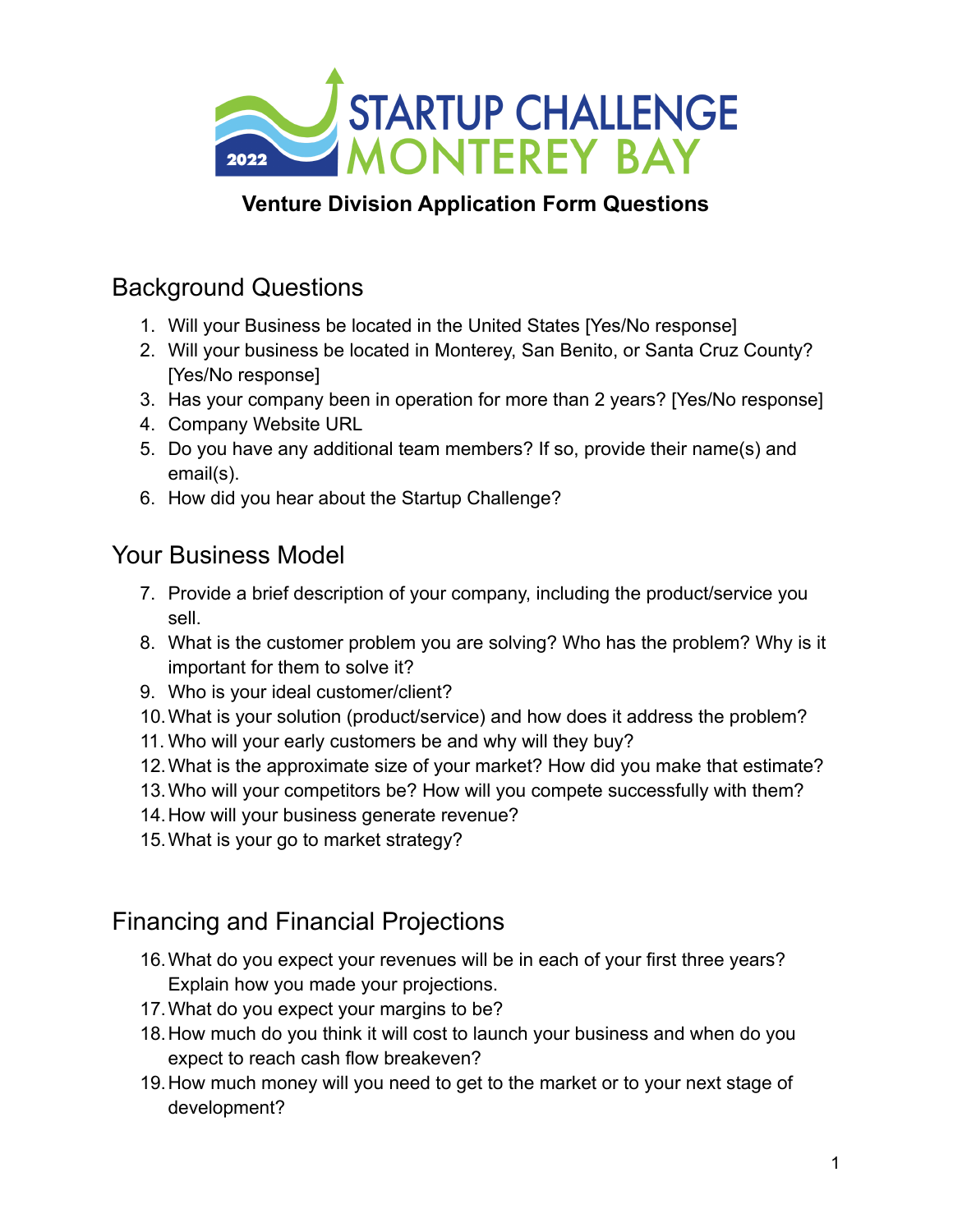# STARTUP CHALLENGE MONTEREY BAY 2022

## Venture Division Application Form Questions

## Background Questions

1. Will your Business be located in the United States [Yes/No response]
2. Will your business be located in Monterey, San Benito, or Santa Cruz County? [Yes/No response]
3. Has your company been in operation for more than 2 years? [Yes/No response]
4. Company Website URL
5. Do you have any additional team members? If so, provide their name(s) and email(s).
6. How did you hear about the Startup Challenge?

## Your Business Model

7. Provide a brief description of your company, including the product/service you sell.
8. What is the customer problem you are solving? Who has the problem? Why is it important for them to solve it?
9. Who is your ideal customer/client?
10. What is your solution (product/service) and how does it address the problem?
11. Who will your early customers be and why will they buy?
12. What is the approximate size of your market? How did you make that estimate?
13. Who will your competitors be? How will you compete successfully with them?
14. How will your business generate revenue?
15. What is your go to market strategy?

## Financing and Financial Projections

16. What do you expect your revenues will be in each of your first three years? Explain how you made your projections.
17. What do you expect your margins to be?
18. How much do you think it will cost to launch your business and when do you expect to reach cash flow breakeven?
19. How much money will you need to get to the market or to your next stage of development?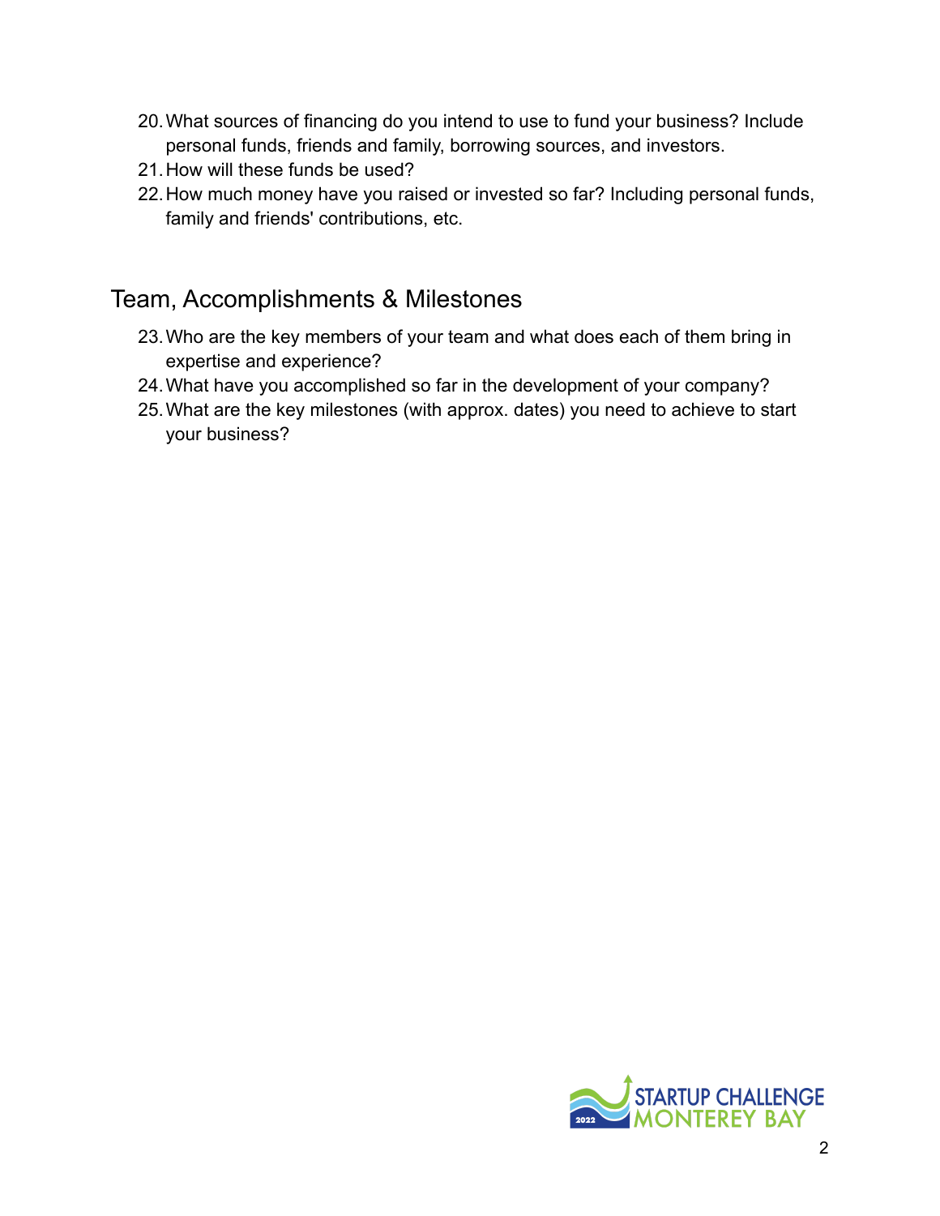20. What sources of financing do you intend to use to fund your business? Include personal funds, friends and family, borrowing sources, and investors.
21. How will these funds be used?
22. How much money have you raised or invested so far? Including personal funds, family and friends' contributions, etc.

## Team, Accomplishments & Milestones

23. Who are the key members of your team and what does each of them bring in expertise and experience?
24. What have you accomplished so far in the development of your company?
25. What are the key milestones (with approx. dates) you need to achieve to start your business?